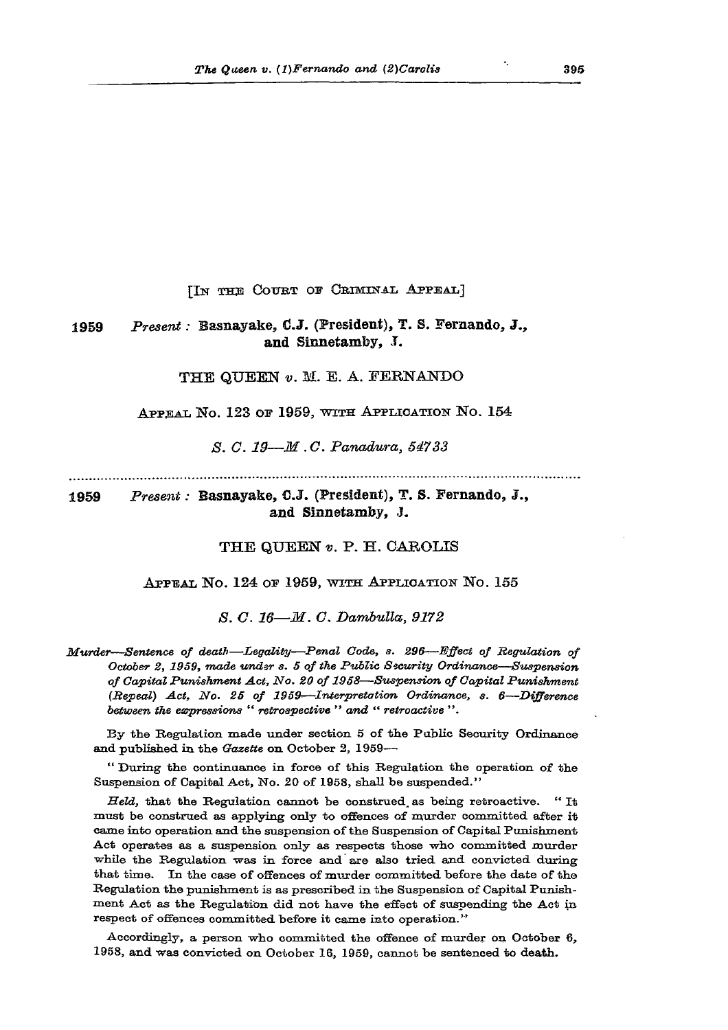[IN THE COURT OF CRIMINAL APPEAL]

1959 *Present* : **Basnayake, C.J. (President), T. S. Fernando, J., and Sinnetamby, J.**

THE QUEEN *v.* M. E. A. FERNANDO

APPEAL NO. 123 OF 1959, WITH APPLICATION NO. 154

*S. C. 19—M. C. Panadura, 54733*

---

1959 *Present* : **Basnayake, C.J. (President), T. S. Fernando, J., and Sinnetamby, J.**

THE QUEEN *v.* P. H. CAROLIS

APPEAL NO. 124 OF 1959, WITH APPLICATION NO. 155

*S. C. 16—M. C. Dambulla, 9172*

*Murder—Sentence of death—Legality—Penal Code, s. 296—Effect of Regulation of October 2, 1959, made under s. 5 of the Public Security Ordinance—Suspension of Capital Punishment Act, No. 20 of 1958—Suspension of Capital Punishment (Repeal) Act, No. 25 of 1959—Interpretation Ordinance, s. 6—Difference between the expressions " retrospective " and " retroactive ".*

By the Regulation made under section 5 of the Public Security Ordinance and published in the *Gazette* on October 2, 1959—

" During the continuance in force of this Regulation the operation of the Suspension of Capital Act, No. 20 of 1958, shall be suspended."

*Held*, that the Regulation cannot be construed as being retroactive. " It must be construed as applying only to offences of murder committed after it came into operation and the suspension of the Suspension of Capital Punishment Act operates as a suspension only as respects those who committed murder while the Regulation was in force and are also tried and convicted during that time. In the case of offences of murder committed before the date of the Regulation the punishment is as prescribed in the Suspension of Capital Punishment Act as the Regulation did not have the effect of suspending the Act in respect of offences committed before it came into operation."

Accordingly, a person who committed the offence of murder on October 6, 1958, and was convicted on October 16, 1959, cannot be sentenced to death.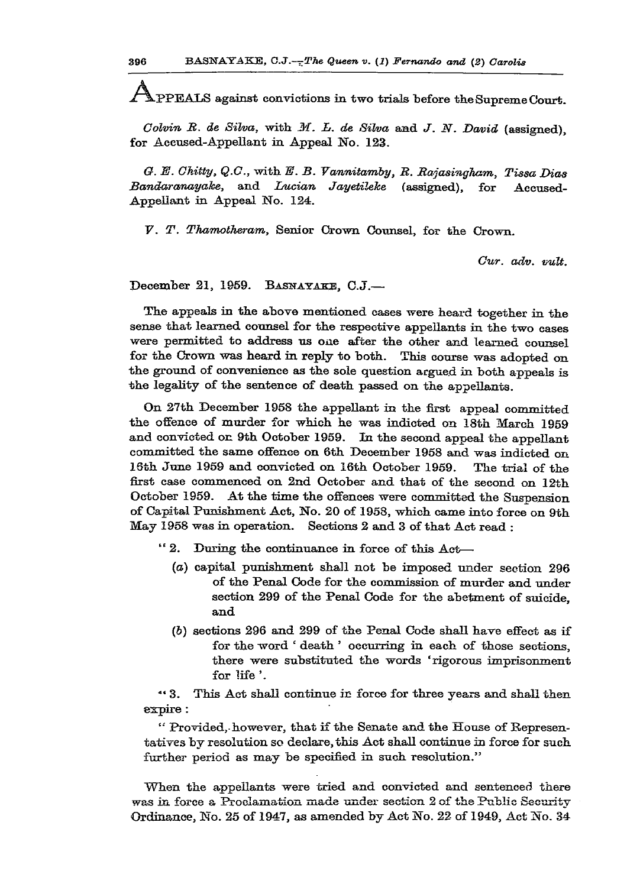APPEALS against convictions in two trials before the Supreme Court.

*Colvin R. de Silva*, with *M. L. de Silva* and *J. N. David* (assigned), for Accused-Appellant in Appeal No. 123.

*G. E. Chitty, Q.C.*, with *E. B. Vannitamby, R. Rajasingham, Tissa Dias Bandaranayake*, and *Lucian Jayetileke* (assigned), for Accused-Appellant in Appeal No. 124.

*V. T. Thamotheram*, Senior Crown Counsel, for the Crown.

*Cur. adv. vult.*

December 21, 1959. BASNAYAKE, C.J.—

The appeals in the above mentioned cases were heard together in the sense that learned counsel for the respective appellants in the two cases were permitted to address us one after the other and learned counsel for the Crown was heard in reply to both. This course was adopted on the ground of convenience as the sole question argued in both appeals is the legality of the sentence of death passed on the appellants.

On 27th December 1958 the appellant in the first appeal committed the offence of murder for which he was indicted on 18th March 1959 and convicted on 9th October 1959. In the second appeal the appellant committed the same offence on 6th December 1958 and was indicted on 16th June 1959 and convicted on 16th October 1959. The trial of the first case commenced on 2nd October and that of the second on 12th October 1959. At the time the offences were committed the Suspension of Capital Punishment Act, No. 20 of 1958, which came into force on 9th May 1958 was in operation. Sections 2 and 3 of that Act read :

> "2. During the continuance in force of this Act—
>
> (*a*) capital punishment shall not be imposed under section 296 of the Penal Code for the commission of murder and under section 299 of the Penal Code for the abetment of suicide, and
>
> (*b*) sections 296 and 299 of the Penal Code shall have effect as if for the word 'death' occurring in each of those sections, there were substituted the words 'rigorous imprisonment for life'.
>
> "3. This Act shall continue in force for three years and shall then expire :
>
> "Provided, however, that if the Senate and the House of Representatives by resolution so declare, this Act shall continue in force for such further period as may be specified in such resolution."

When the appellants were tried and convicted and sentenced there was in force a Proclamation made under section 2 of the Public Security Ordinance, No. 25 of 1947, as amended by Act No. 22 of 1949, Act No. 34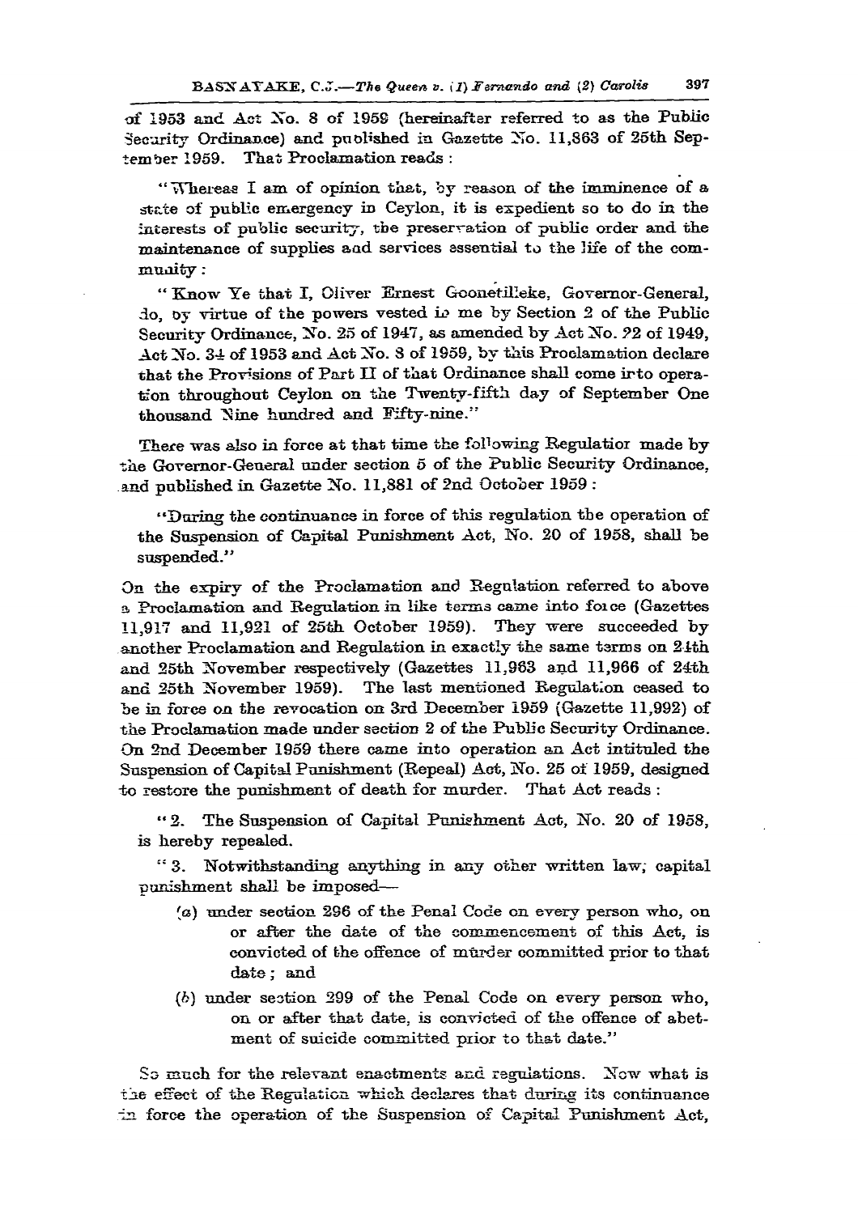of 1953 and Act No. 8 of 1959 (hereinafter referred to as the Public Security Ordinance) and published in Gazette No. 11,863 of 25th September 1959. That Proclamation reads :

> "Whereas I am of opinion that, by reason of the imminence of a state of public emergency in Ceylon, it is expedient so to do in the interests of public security, the preservation of public order and the maintenance of supplies and services essential to the life of the community :
>
> "Know Ye that I, Oliver Ernest Goonetilleke, Governor-General, do, by virtue of the powers vested in me by Section 2 of the Public Security Ordinance, No. 25 of 1947, as amended by Act No. 22 of 1949, Act No. 34 of 1953 and Act No. 8 of 1959, by this Proclamation declare that the Provisions of Part II of that Ordinance shall come into operation throughout Ceylon on the Twenty-fifth day of September One thousand Nine hundred and Fifty-nine."

There was also in force at that time the following Regulation made by the Governor-General under section 5 of the Public Security Ordinance, and published in Gazette No. 11,881 of 2nd October 1959 :

> "During the continuance in force of this regulation the operation of the Suspension of Capital Punishment Act, No. 20 of 1958, shall be suspended."

On the expiry of the Proclamation and Regulation referred to above a Proclamation and Regulation in like terms came into force (Gazettes 11,917 and 11,921 of 25th October 1959). They were succeeded by another Proclamation and Regulation in exactly the same terms on 24th and 25th November respectively (Gazettes 11,963 and 11,966 of 24th and 25th November 1959). The last mentioned Regulation ceased to be in force on the revocation on 3rd December 1959 (Gazette 11,992) of the Proclamation made under section 2 of the Public Security Ordinance. On 2nd December 1959 there came into operation an Act intituled the Suspension of Capital Punishment (Repeal) Act, No. 25 of 1959, designed to restore the punishment of death for murder. That Act reads :

> "2. The Suspension of Capital Punishment Act, No. 20 of 1958, is hereby repealed.
>
> "3. Notwithstanding anything in any other written law, capital punishment shall be imposed—
>
> (a) under section 296 of the Penal Code on every person who, on or after the date of the commencement of this Act, is convicted of the offence of murder committed prior to that date ; and
>
> (b) under section 299 of the Penal Code on every person who, on or after that date, is convicted of the offence of abetment of suicide committed prior to that date."

So much for the relevant enactments and regulations. Now what is the effect of the Regulation which declares that during its continuance in force the operation of the Suspension of Capital Punishment Act,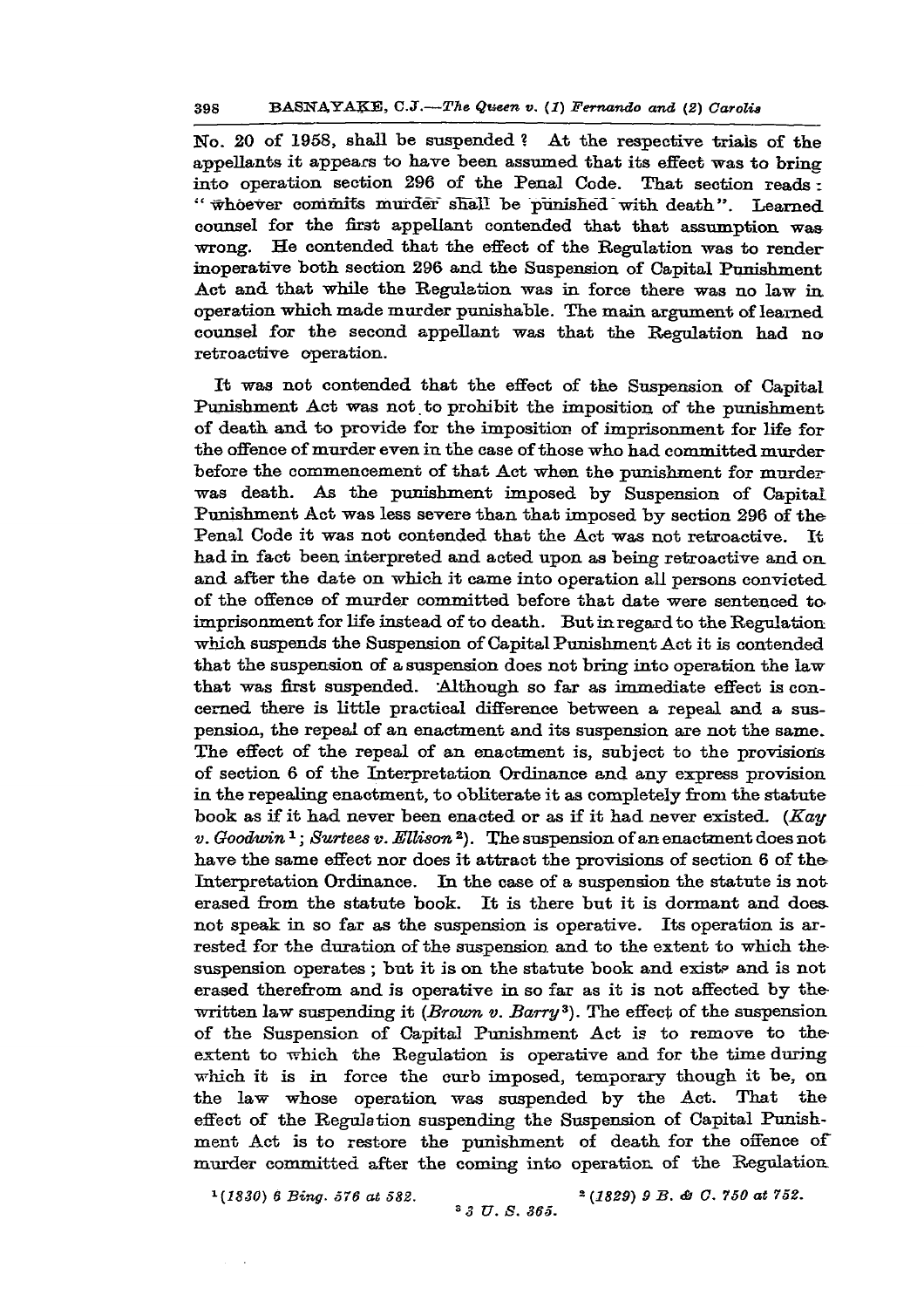No. 20 of 1958, shall be suspended ? At the respective trials of the appellants it appears to have been assumed that its effect was to bring into operation section 296 of the Penal Code. That section reads : "whoever commits murder shall be punished with death". Learned counsel for the first appellant contended that that assumption was wrong. He contended that the effect of the Regulation was to render inoperative both section 296 and the Suspension of Capital Punishment Act and that while the Regulation was in force there was no law in operation which made murder punishable. The main argument of learned counsel for the second appellant was that the Regulation had no retroactive operation.

It was not contended that the effect of the Suspension of Capital Punishment Act was not to prohibit the imposition of the punishment of death and to provide for the imposition of imprisonment for life for the offence of murder even in the case of those who had committed murder before the commencement of that Act when the punishment for murder was death. As the punishment imposed by Suspension of Capital Punishment Act was less severe than that imposed by section 296 of the Penal Code it was not contended that the Act was not retroactive. It had in fact been interpreted and acted upon as being retroactive and on and after the date on which it came into operation all persons convicted of the offence of murder committed before that date were sentenced to imprisonment for life instead of to death. But in regard to the Regulation which suspends the Suspension of Capital Punishment Act it is contended that the suspension of a suspension does not bring into operation the law that was first suspended. Although so far as immediate effect is concerned there is little practical difference between a repeal and a suspension, the repeal of an enactment and its suspension are not the same. The effect of the repeal of an enactment is, subject to the provisions of section 6 of the Interpretation Ordinance and any express provision in the repealing enactment, to obliterate it as completely from the statute book as if it had never been enacted or as if it had never existed. (*Kay v. Goodwin*[1]; *Surtees v. Ellison*[2]). The suspension of an enactment does not have the same effect nor does it attract the provisions of section 6 of the Interpretation Ordinance. In the case of a suspension the statute is not erased from the statute book. It is there but it is dormant and does not speak in so far as the suspension is operative. Its operation is arrested for the duration of the suspension and to the extent to which the suspension operates ; but it is on the statute book and exists and is not erased therefrom and is operative in so far as it is not affected by the written law suspending it (*Brown v. Barry*[3]). The effect of the suspension of the Suspension of Capital Punishment Act is to remove to the extent to which the Regulation is operative and for the time during which it is in force the curb imposed, temporary though it be, on the law whose operation was suspended by the Act. That the effect of the Regulation suspending the Suspension of Capital Punishment Act is to restore the punishment of death for the offence of murder committed after the coming into operation of the Regulation

[1] *(1830) 6 Bing. 576 at 582.*

[2] *(1829) 9 B. & C. 750 at 752.*

[3] *3 U. S. 365.*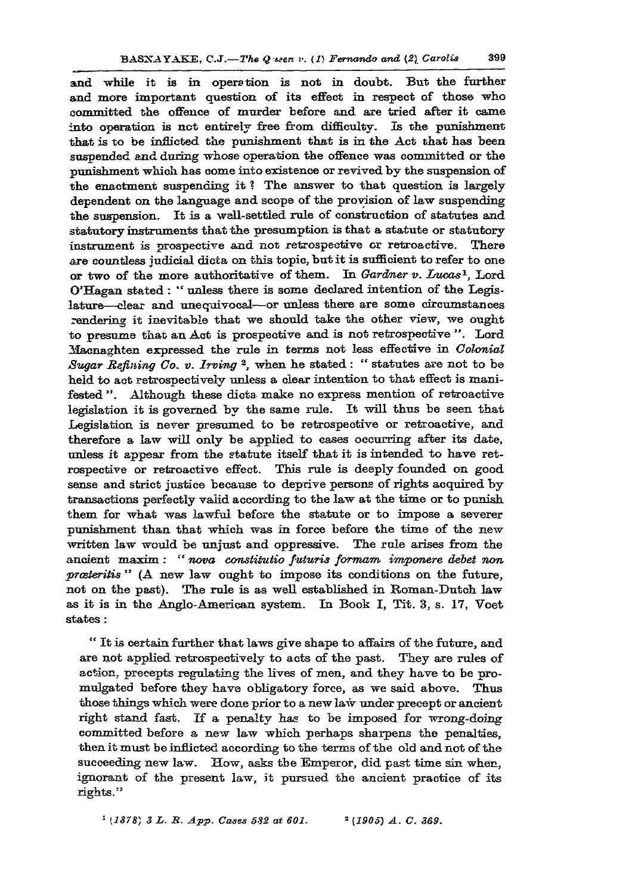and while it is in operation is not in doubt. But the further and more important question of its effect in respect of those who committed the offence of murder before and are tried after it came into operation is not entirely free from difficulty. Is the punishment that is to be inflicted the punishment that is in the Act that has been suspended and during whose operation the offence was committed or the punishment which has come into existence or revived by the suspension of the enactment suspending it ? The answer to that question is largely dependent on the language and scope of the provision of law suspending the suspension. It is a well-settled rule of construction of statutes and statutory instruments that the presumption is that a statute or statutory instrument is prospective and not retrospective or retroactive. There are countless judicial dicta on this topic, but it is sufficient to refer to one or two of the more authoritative of them. In *Gardner v. Lucas*[1], Lord O'Hagan stated : " unless there is some declared intention of the Legislature—clear and unequivocal—or unless there are some circumstances rendering it inevitable that we should take the other view, we ought to presume that an Act is prospective and is not retrospective ". Lord Macnaghten expressed the rule in terms not less effective in *Colonial Sugar Refining Co. v. Irving*[2], when he stated : " statutes are not to be held to act retrospectively unless a clear intention to that effect is manifested ". Although these dicta make no express mention of retroactive legislation it is governed by the same rule. It will thus be seen that Legislation is never presumed to be retrospective or retroactive, and therefore a law will only be applied to cases occurring after its date, unless it appear from the statute itself that it is intended to have retrospective or retroactive effect. This rule is deeply founded on good sense and strict justice because to deprive persons of rights acquired by transactions perfectly valid according to the law at the time or to punish them for what was lawful before the statute or to impose a severer punishment than that which was in force before the time of the new written law would be unjust and oppressive. The rule arises from the ancient maxim : " *nova constitutio futuris formam imponere debet non præteritis* " (A new law ought to impose its conditions on the future, not on the past). The rule is as well established in Roman-Dutch law as it is in the Anglo-American system. In Book I, Tit. 3, s. 17, Voet states :

> " It is certain further that laws give shape to affairs of the future, and are not applied retrospectively to acts of the past. They are rules of action, precepts regulating the lives of men, and they have to be promulgated before they have obligatory force, as we said above. Thus those things which were done prior to a new law under precept or ancient right stand fast. If a penalty has to be imposed for wrong-doing committed before a new law which perhaps sharpens the penalties, then it must be inflicted according to the terms of the old and not of the succeeding new law. How, asks the Emperor, did past time sin when, ignorant of the present law, it pursued the ancient practice of its rights."

[1] *(1878) 3 L. R. App. Cases 582 at 601.* [2] *(1905) A. C. 369.*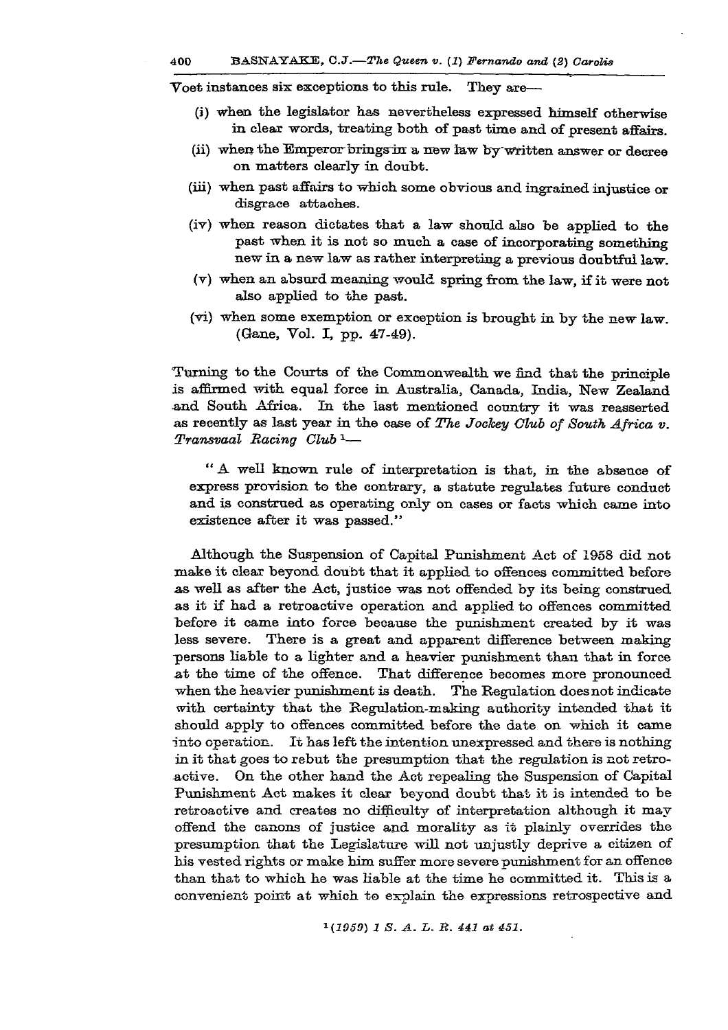Voet instances six exceptions to this rule. They are—

(i) when the legislator has nevertheless expressed himself otherwise in clear words, treating both of past time and of present affairs.

(ii) when the Emperor brings in a new law by written answer or decree on matters clearly in doubt.

(iii) when past affairs to which some obvious and ingrained injustice or disgrace attaches.

(iv) when reason dictates that a law should also be applied to the past when it is not so much a case of incorporating something new in a new law as rather interpreting a previous doubtful law.

(v) when an absurd meaning would spring from the law, if it were not also applied to the past.

(vi) when some exemption or exception is brought in by the new law. (Gane, Vol. I, pp. 47-49).

Turning to the Courts of the Commonwealth we find that the principle is affirmed with equal force in Australia, Canada, India, New Zealand and South Africa. In the last mentioned country it was reasserted as recently as last year in the case of *The Jockey Club of South Africa v. Transvaal Racing Club*[1]—

> "A well known rule of interpretation is that, in the absence of express provision to the contrary, a statute regulates future conduct and is construed as operating only on cases or facts which came into existence after it was passed."

Although the Suspension of Capital Punishment Act of 1958 did not make it clear beyond doubt that it applied to offences committed before as well as after the Act, justice was not offended by its being construed as it if had a retroactive operation and applied to offences committed before it came into force because the punishment created by it was less severe. There is a great and apparent difference between making persons liable to a lighter and a heavier punishment than that in force at the time of the offence. That difference becomes more pronounced when the heavier punishment is death. The Regulation does not indicate with certainty that the Regulation-making authority intended that it should apply to offences committed before the date on which it came into operation. It has left the intention unexpressed and there is nothing in it that goes to rebut the presumption that the regulation is not retroactive. On the other hand the Act repealing the Suspension of Capital Punishment Act makes it clear beyond doubt that it is intended to be retroactive and creates no difficulty of interpretation although it may offend the canons of justice and morality as it plainly overrides the presumption that the Legislature will not unjustly deprive a citizen of his vested rights or make him suffer more severe punishment for an offence than that to which he was liable at the time he committed it. This is a convenient point at which to explain the expressions retrospective and

[1] *(1959) 1 S. A. L. R. 441 at 451.*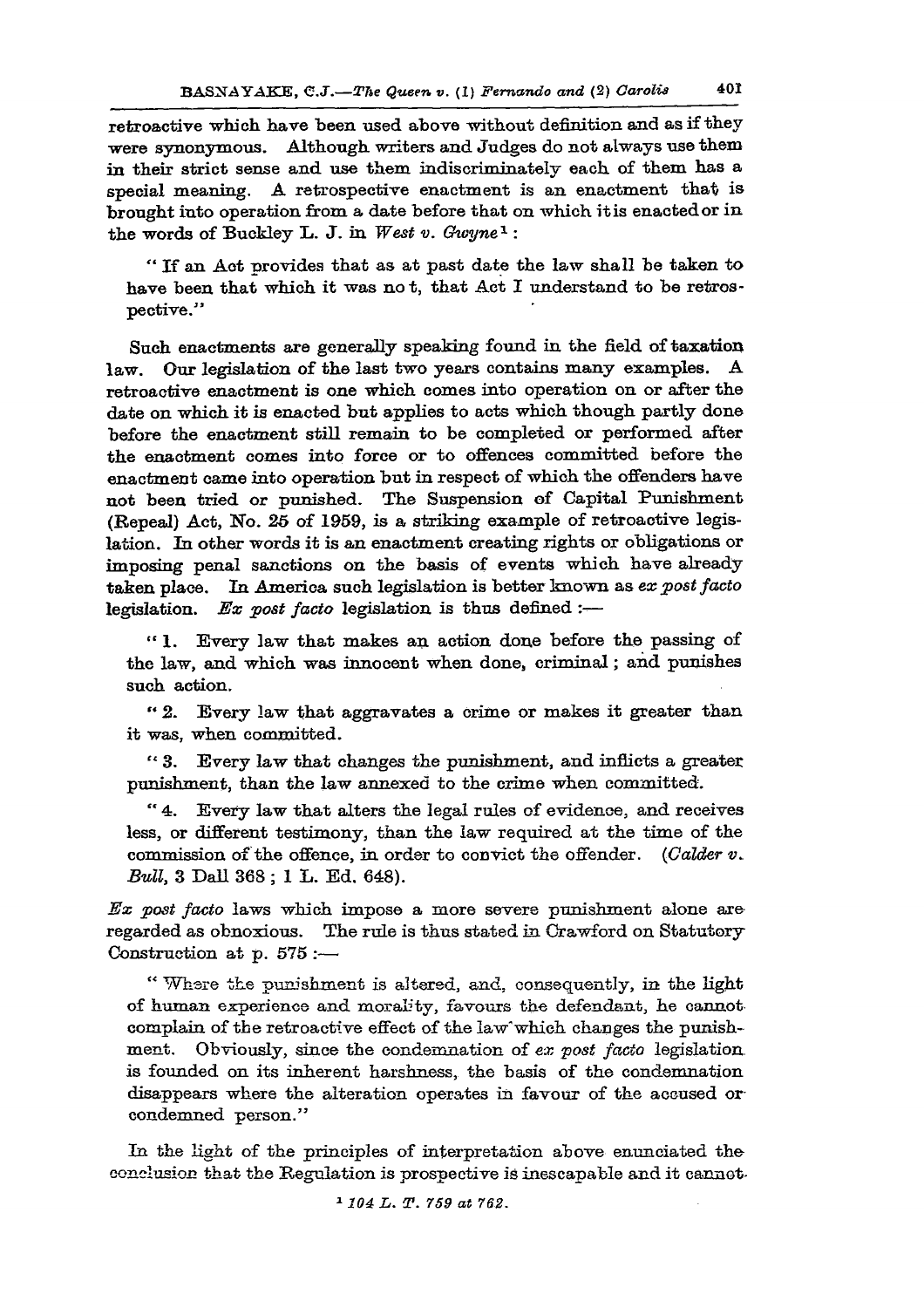retroactive which have been used above without definition and as if they were synonymous. Although writers and Judges do not always use them in their strict sense and use them indiscriminately each of them has a special meaning. A retrospective enactment is an enactment that is brought into operation from a date before that on which it is enacted or in the words of Buckley L. J. in *West v. Gwyne*[1]:

> "If an Act provides that as at past date the law shall be taken to have been that which it was not, that Act I understand to be retrospective."

Such enactments are generally speaking found in the field of taxation law. Our legislation of the last two years contains many examples. A retroactive enactment is one which comes into operation on or after the date on which it is enacted but applies to acts which though partly done before the enactment still remain to be completed or performed after the enactment comes into force or to offences committed before the enactment came into operation but in respect of which the offenders have not been tried or punished. The Suspension of Capital Punishment (Repeal) Act, No. 25 of 1959, is a striking example of retroactive legislation. In other words it is an enactment creating rights or obligations or imposing penal sanctions on the basis of events which have already taken place. In America such legislation is better known as *ex post facto* legislation. *Ex post facto* legislation is thus defined :—

> "1. Every law that makes an action done before the passing of the law, and which was innocent when done, criminal ; and punishes such action.
>
> "2. Every law that aggravates a crime or makes it greater than it was, when committed.
>
> "3. Every law that changes the punishment, and inflicts a greater punishment, than the law annexed to the crime when committed.
>
> "4. Every law that alters the legal rules of evidence, and receives less, or different testimony, than the law required at the time of the commission of the offence, in order to convict the offender. (*Calder v. Bull*, 3 Dall 368 ; 1 L. Ed. 648).

*Ex post facto* laws which impose a more severe punishment alone are regarded as obnoxious. The rule is thus stated in Crawford on Statutory Construction at p. 575 :—

> "Where the punishment is altered, and, consequently, in the light of human experience and morality, favours the defendant, he cannot complain of the retroactive effect of the law which changes the punishment. Obviously, since the condemnation of *ex post facto* legislation is founded on its inherent harshness, the basis of the condemnation disappears where the alteration operates in favour of the accused or condemned person."

In the light of the principles of interpretation above enunciated the conclusion that the Regulation is prospective is inescapable and it cannot

[1] *104 L. T. 759 at 762.*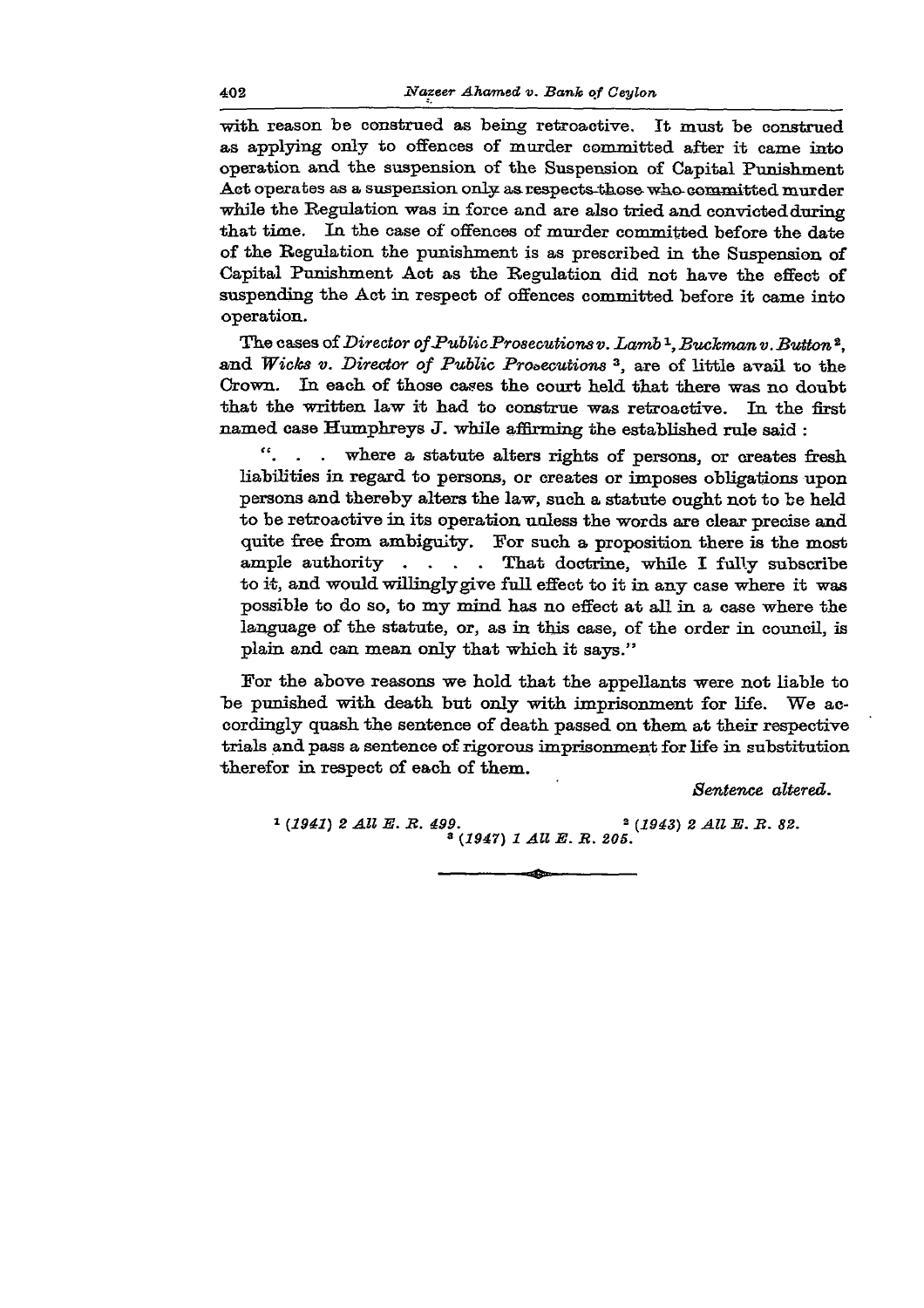with reason be construed as being retroactive. It must be construed as applying only to offences of murder committed after it came into operation and the suspension of the Suspension of Capital Punishment Act operates as a suspension only as respects those who committed murder while the Regulation was in force and are also tried and convicted during that time. In the case of offences of murder committed before the date of the Regulation the punishment is as prescribed in the Suspension of Capital Punishment Act as the Regulation did not have the effect of suspending the Act in respect of offences committed before it came into operation.

The cases of *Director of Public Prosecutions v. Lamb* [1], *Buckman v. Button* [2], and *Wicks v. Director of Public Prosecutions* [3], are of little avail to the Crown. In each of those cases the court held that there was no doubt that the written law it had to construe was retroactive. In the first named case Humphreys J. while affirming the established rule said :

> ". . . where a statute alters rights of persons, or creates fresh liabilities in regard to persons, or creates or imposes obligations upon persons and thereby alters the law, such a statute ought not to be held to be retroactive in its operation unless the words are clear precise and quite free from ambiguity. For such a proposition there is the most ample authority . . . . That doctrine, while I fully subscribe to it, and would willingly give full effect to it in any case where it was possible to do so, to my mind has no effect at all in a case where the language of the statute, or, as in this case, of the order in council, is plain and can mean only that which it says."

For the above reasons we hold that the appellants were not liable to be punished with death but only with imprisonment for life. We accordingly quash the sentence of death passed on them at their respective trials and pass a sentence of rigorous imprisonment for life in substitution therefor in respect of each of them.

*Sentence altered.*

[1] *(1941) 2 All E. R. 499.*
[2] *(1943) 2 All E. R. 82.*
[3] *(1947) 1 All E. R. 205.*